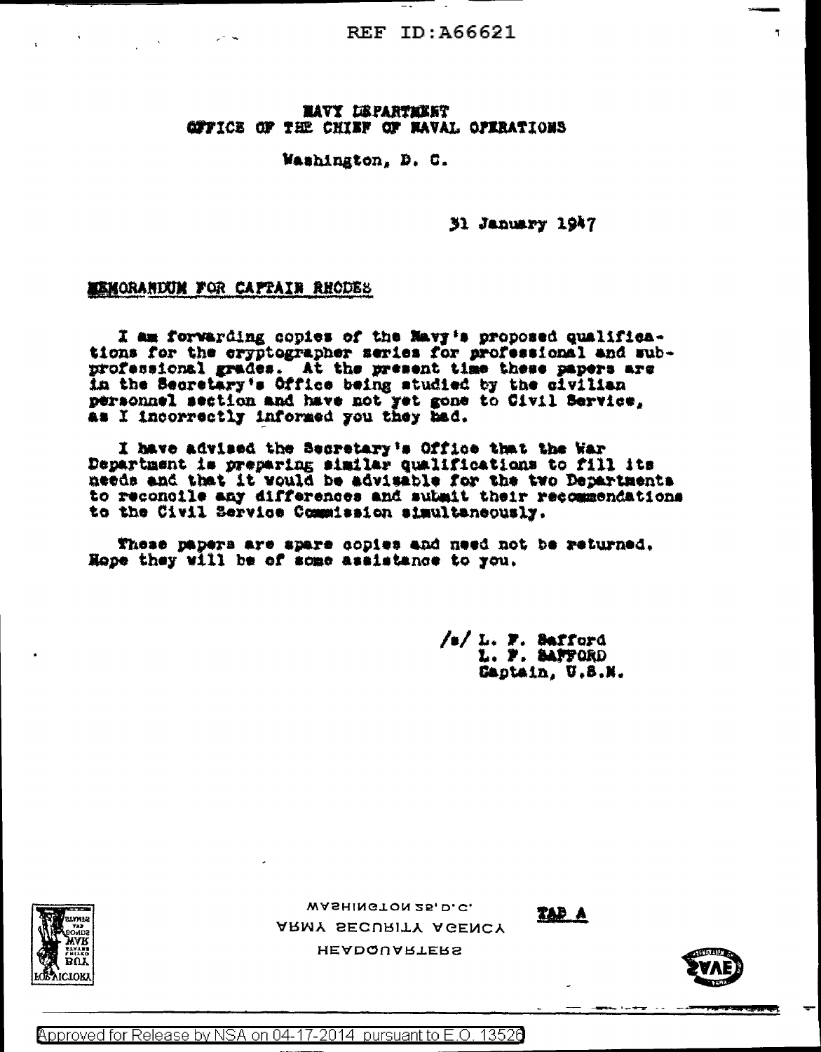REF ID:A66621

NAVY DEPARTMENT
OFFICE OF THE CHIEF OF NAVAL OPERATIONS

Washington, D. C.

31 January 1947

MEMORANDUM FOR CAPTAIN RHODES

I am forwarding copies of the Navy's proposed qualifications for the cryptographer series for professional and subprofessional grades. At the present time these papers are in the Secretary's Office being studied by the civilian personnel section and have not yet gone to Civil Service, as I incorrectly informed you they had.

I have advised the Secretary's Office that the War Department is preparing similar qualifications to fill its needs and that it would be advisable for the two Departments to reconcile any differences and submit their recommendations to the Civil Service Commission simultaneously.

These papers are spare copies and need not be returned. Hope they will be of some assistance to you.

/s/ L. F. Safford
L. F. SAFFORD
Captain, U.S.N.

HEADQUARTERS
ARMY SECURITY AGENCY
WASHINGTON 25, D.C.

TAB A

Approved for Release by NSA on 04-17-2014 pursuant to E.O. 13526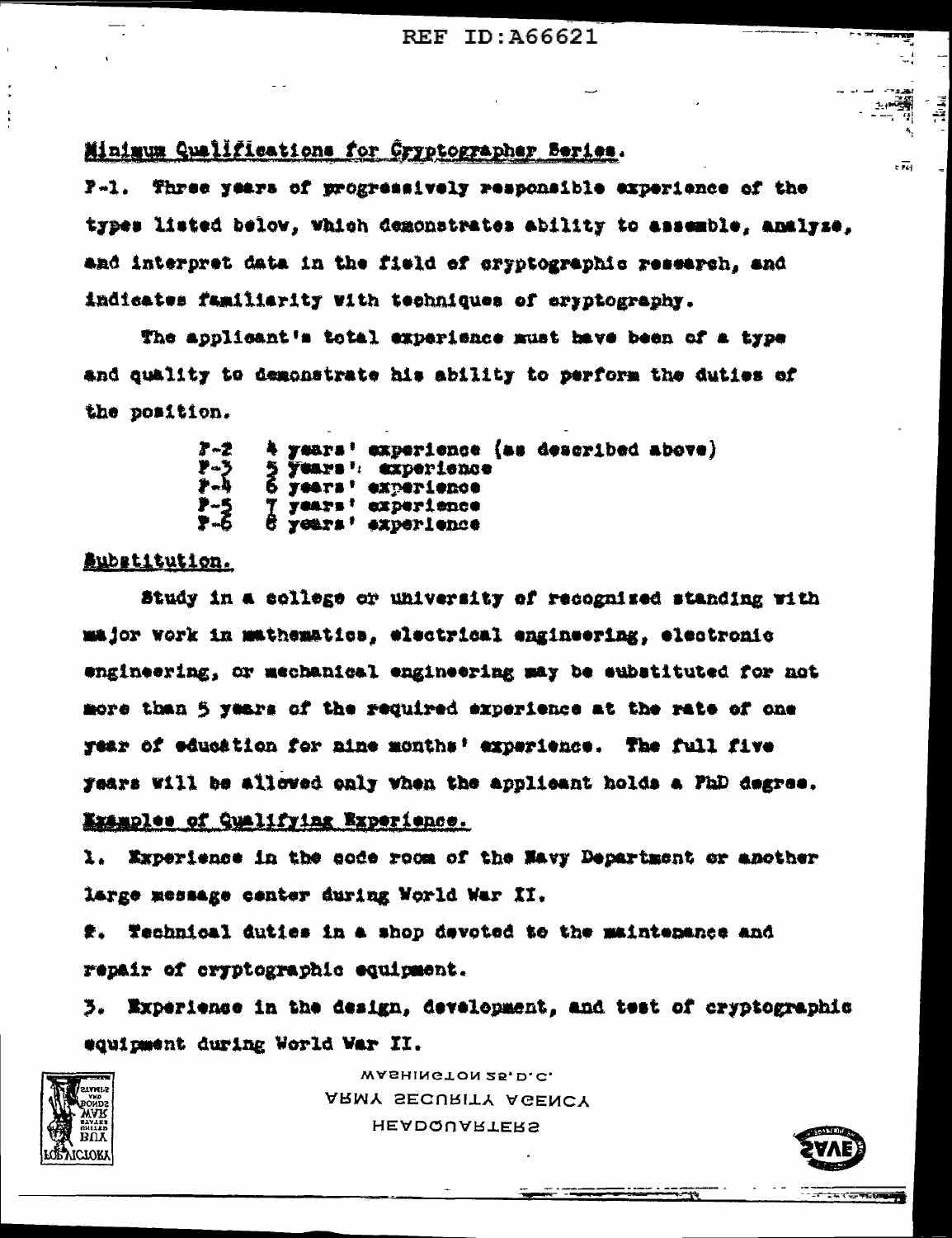## Minimum Qualifications for Cryptographer Series.

P-1. Three years of progressively responsible experience of the types listed below, which demonstrates ability to assemble, analyze, and interpret data in the field of cryptographic research, and indicates familiarity with techniques of cryptography.

The applicant's total experience must have been of a type and quality to demonstrate his ability to perform the duties of the position.

- P-2 4 years' experience (as described above)
- P-3 5 years' experience
- P-4 6 years' experience
- P-5 7 years' experience
- P-6 8 years' experience

## Substitution.

Study in a college or university of recognized standing with major work in mathematics, electrical engineering, electronic engineering, or mechanical engineering may be substituted for not more than 5 years of the required experience at the rate of one year of education for nine months' experience. The full five years will be allowed only when the applicant holds a PhD degree.

## Examples of Qualifying Experience.

1. Experience in the code room of the Navy Department or another large message center during World War II.
2. Technical duties in a shop devoted to the maintenance and repair of cryptographic equipment.
3. Experience in the design, development, and test of cryptographic equipment during World War II.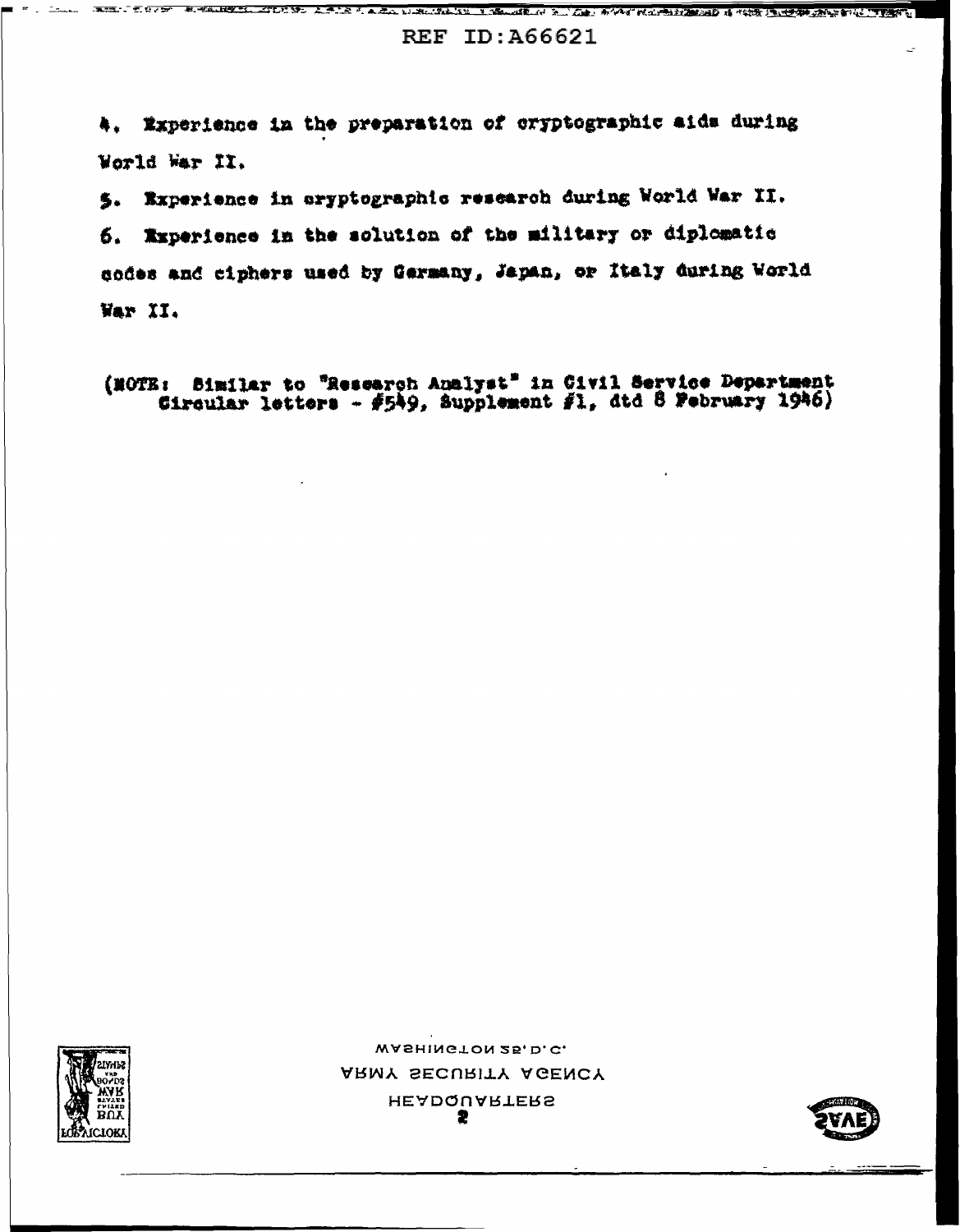4. Experience in the preparation of cryptographic aids during World War II.

5. Experience in cryptographic research during World War II.

6. Experience in the solution of the military or diplomatic codes and ciphers used by Germany, Japan, or Italy during World War II.

(NOTE: Similar to "Research Analyst" in Civil Service Department Circular letters - #549, Supplement #1, dtd 8 February 1946)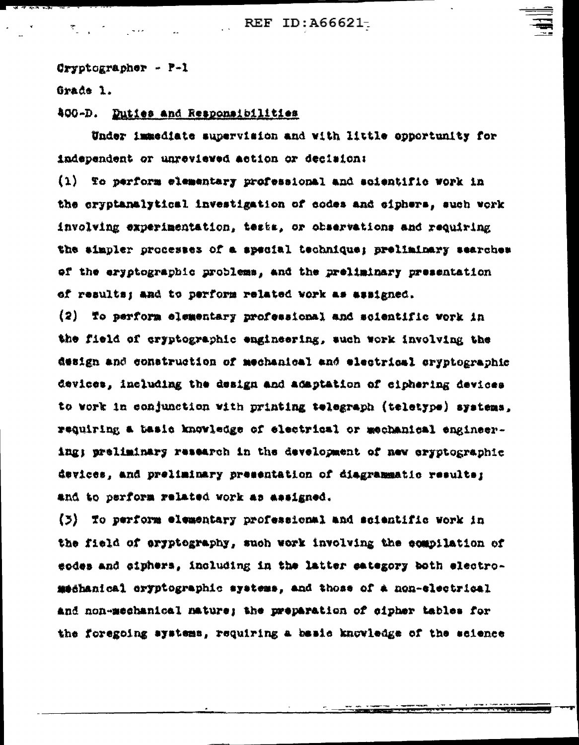Cryptographer - P-1

Grade 1.

400-D. Duties and Responsibilities

Under immediate supervision and with little opportunity for independent or unreviewed action or decision:

(1) To perform elementary professional and scientific work in the cryptanalytical investigation of codes and ciphers, such work involving experimentation, tests, or observations and requiring the simpler processes of a special technique; preliminary searches of the cryptographic problems, and the preliminary presentation of results; and to perform related work as assigned.

(2) To perform elementary professional and scientific work in the field of cryptographic engineering, such work involving the design and construction of mechanical and electrical cryptographic devices, including the design and adaptation of ciphering devices to work in conjunction with printing telegraph (teletype) systems, requiring a basic knowledge of electrical or mechanical engineering; preliminary research in the development of new cryptographic devices, and preliminary presentation of diagrammatic results; and to perform related work as assigned.

(3) To perform elementary professional and scientific work in the field of cryptography, such work involving the compilation of codes and ciphers, including in the latter category both electromechanical cryptographic systems, and those of a non-electrical and non-mechanical nature; the preparation of cipher tables for the foregoing systems, requiring a basic knowledge of the science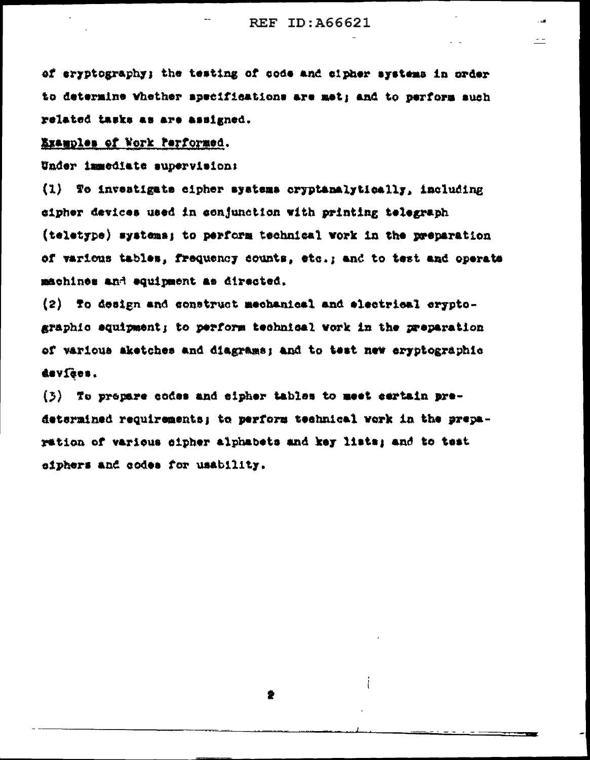of cryptography; the testing of code and cipher systems in order to determine whether specifications are met; and to perform such related tasks as are assigned.

Examples of Work Performed.

Under immediate supervision:

(1) To investigate cipher systems cryptanalytically, including cipher devices used in conjunction with printing telegraph (teletype) systems; to perform technical work in the preparation of various tables, frequency counts, etc.; and to test and operate machines and equipment as directed.

(2) To design and construct mechanical and electrical cryptographic equipment; to perform technical work in the preparation of various sketches and diagrams; and to test new cryptographic devices.

(3) To prepare codes and cipher tables to meet certain predetermined requirements; to perform technical work in the preparation of various cipher alphabets and key lists; and to test ciphers and codes for usability.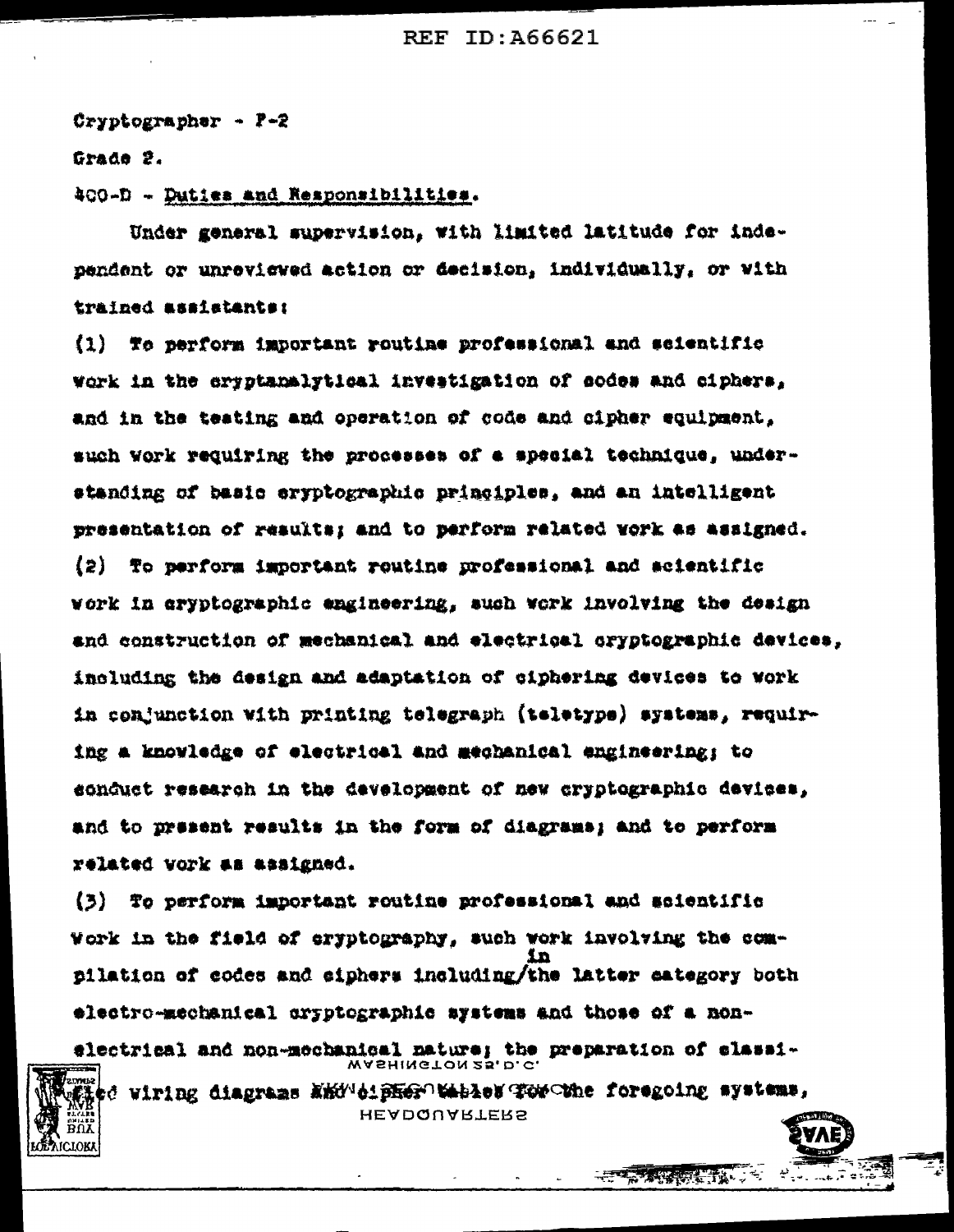Cryptographer - P-2

Grade 2.

400-D - Duties and Responsibilities.

Under general supervision, with limited latitude for independent or unreviewed action or decision, individually, or with trained assistants:

(1) To perform important routine professional and scientific work in the cryptanalytical investigation of codes and ciphers, and in the testing and operation of code and cipher equipment, such work requiring the processes of a special technique, understanding of basic cryptographic principles, and an intelligent presentation of results; and to perform related work as assigned.

(2) To perform important routine professional and scientific work in cryptographic engineering, such work involving the design and construction of mechanical and electrical cryptographic devices, including the design and adaptation of ciphering devices to work in conjunction with printing telegraph (teletype) systems, requiring a knowledge of electrical and mechanical engineering; to conduct research in the development of new cryptographic devices, and to present results in the form of diagrams; and to perform related work as assigned.

(3) To perform important routine professional and scientific work in the field of cryptography, such work involving the compilation of codes and ciphers including in the latter category both electro-mechanical cryptographic systems and those of a non-electrical and non-mechanical nature; the preparation of classified wiring diagrams and cipher tables for the foregoing systems,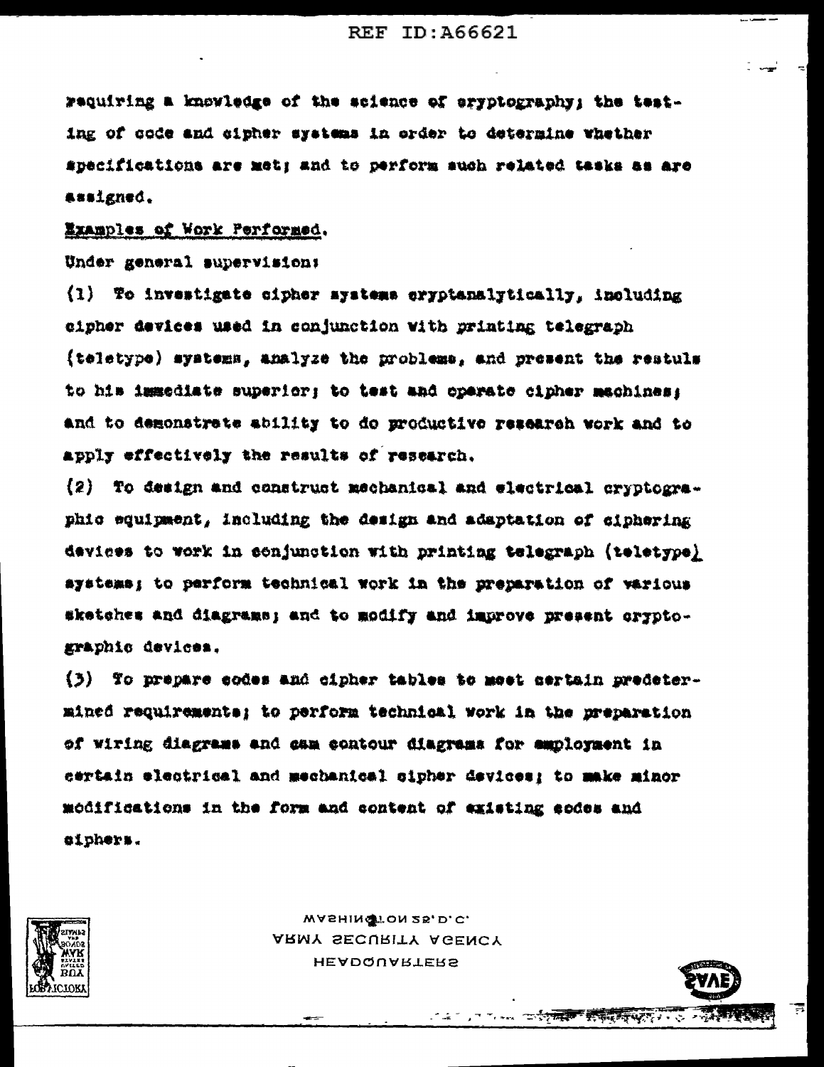requiring a knowledge of the science of cryptography; the testing of code and cipher systems in order to determine whether specifications are met; and to perform such related tasks as are assigned.

Examples of Work Performed.

Under general supervision:

(1) To investigate cipher systems cryptanalytically, including cipher devices used in conjunction with printing telegraph (teletype) systems, analyze the problems, and present the restuls to his immediate superior; to test and operate cipher machines; and to demonstrate ability to do productive research work and to apply effectively the results of research.

(2) To design and construct mechanical and electrical cryptographic equipment, including the design and adaptation of ciphering devices to work in conjunction with printing telegraph (teletype) systems; to perform technical work in the preparation of various sketches and diagrams; and to modify and improve present cryptographic devices.

(3) To prepare codes and cipher tables to meet certain predetermined requirements; to perform technical work in the preparation of wiring diagrams and cam contour diagrams for employment in certain electrical and mechanical cipher devices; to make minor modifications in the form and content of existing codes and ciphers.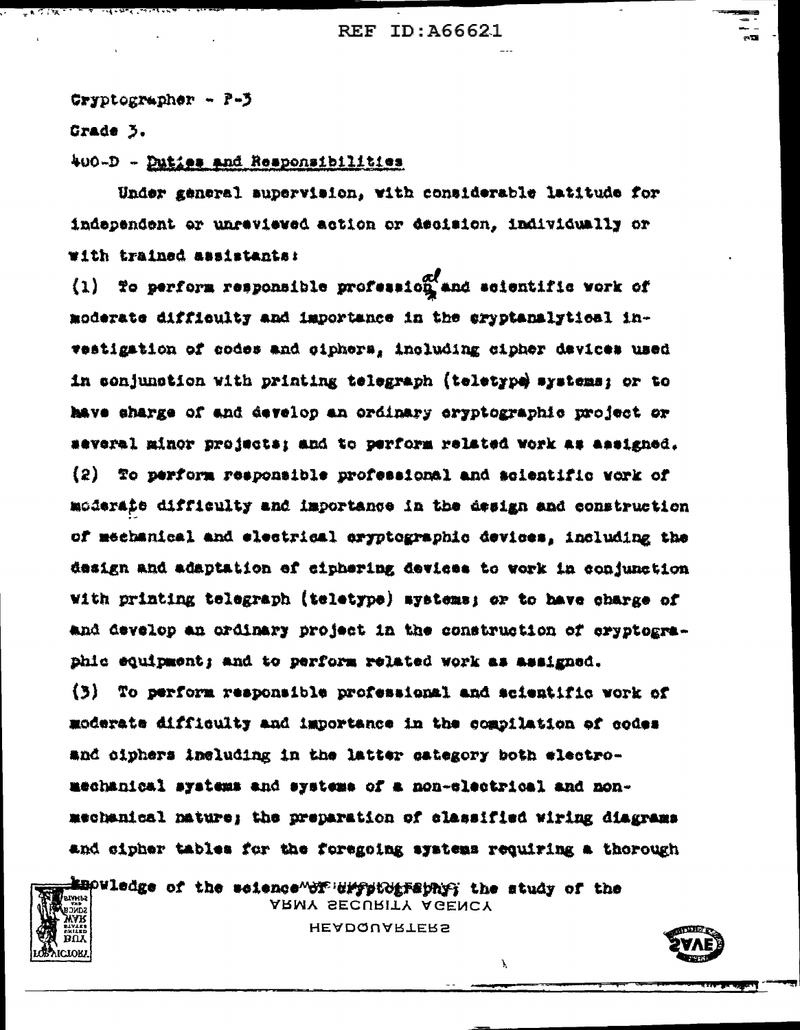Cryptographer - P-3

Grade 3.

400-D - Duties and Responsibilities

Under general supervision, with considerable latitude for independent or unreviewed action or decision, individually or with trained assistants:

(1) To perform responsible professional and scientific work of moderate difficulty and importance in the cryptanalytical investigation of codes and ciphers, including cipher devices used in conjunction with printing telegraph (teletype) systems; or to have charge of and develop an ordinary cryptographic project or several minor projects; and to perform related work as assigned.

(2) To perform responsible professional and scientific work of moderate difficulty and importance in the design and construction of mechanical and electrical cryptographic devices, including the design and adaptation of ciphering devices to work in conjunction with printing telegraph (teletype) systems; or to have charge of and develop an ordinary project in the construction of cryptographic equipment; and to perform related work as assigned.

(3) To perform responsible professional and scientific work of moderate difficulty and importance in the compilation of codes and ciphers including in the latter category both electro-mechanical systems and systems of a non-electrical and non-mechanical nature; the preparation of classified wiring diagrams and cipher tables for the foregoing systems requiring a thorough knowledge of the science of cryptography; the study of the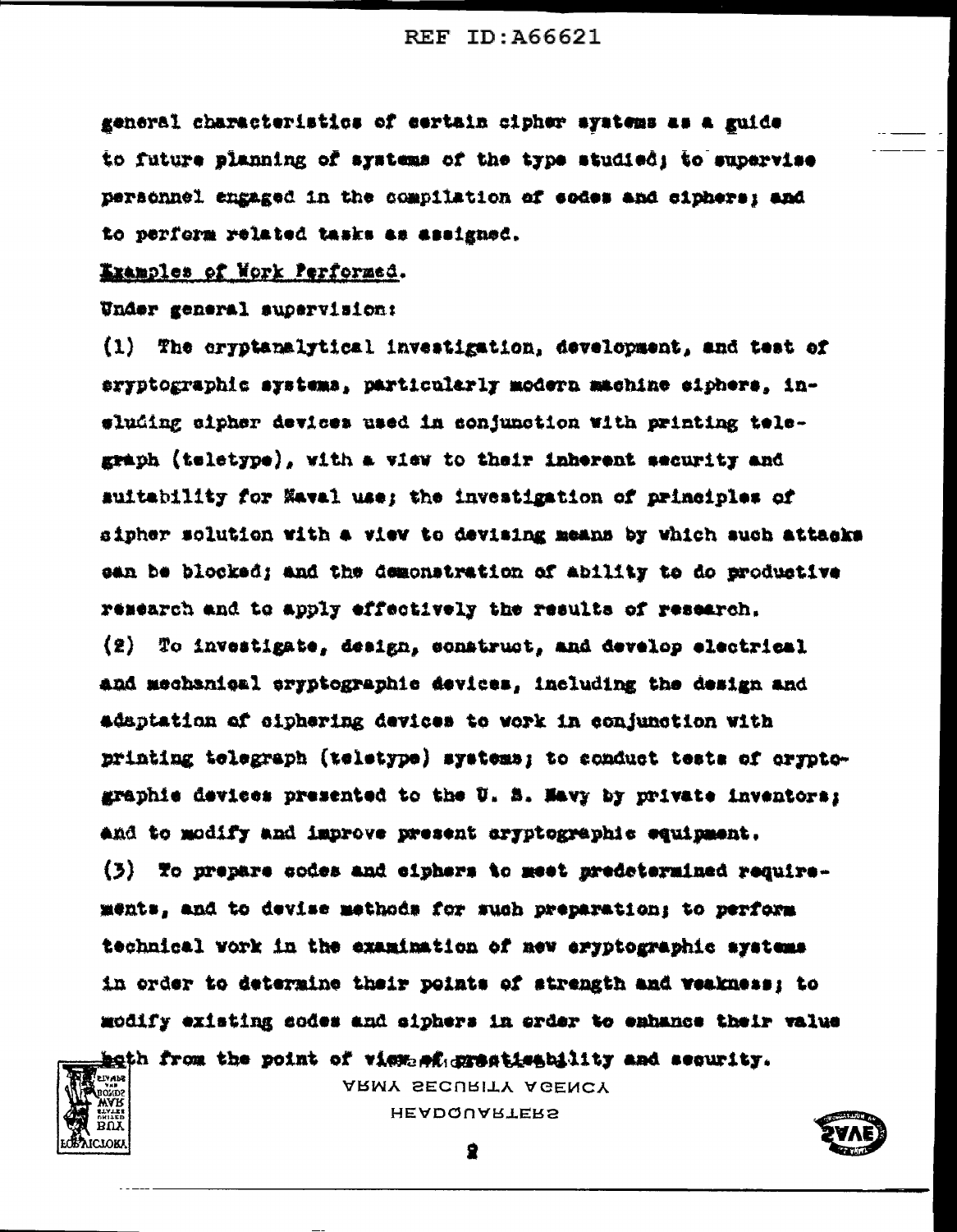general characteristics of certain cipher systems as a guide to future planning of systems of the type studied; to supervise personnel engaged in the compilation of codes and ciphers; and to perform related tasks as assigned.

Examples of Work Performed.

Under general supervision:

(1) The cryptanalytical investigation, development, and test of cryptographic systems, particularly modern machine ciphers, including cipher devices used in conjunction with printing telegraph (teletype), with a view to their inherent security and suitability for Naval use; the investigation of principles of cipher solution with a view to devising means by which such attacks can be blocked; and the demonstration of ability to do productive research and to apply effectively the results of research.

(2) To investigate, design, construct, and develop electrical and mechanical cryptographic devices, including the design and adaptation of ciphering devices to work in conjunction with printing telegraph (teletype) systems; to conduct tests of cryptographic devices presented to the U. S. Navy by private inventors; and to modify and improve present cryptographic equipment.

(3) To prepare codes and ciphers to meet predetermined requirements, and to devise methods for such preparation; to perform technical work in the examination of new cryptographic systems in order to determine their points of strength and weakness; to modify existing codes and ciphers in order to enhance their value both from the point of view of practicability and security.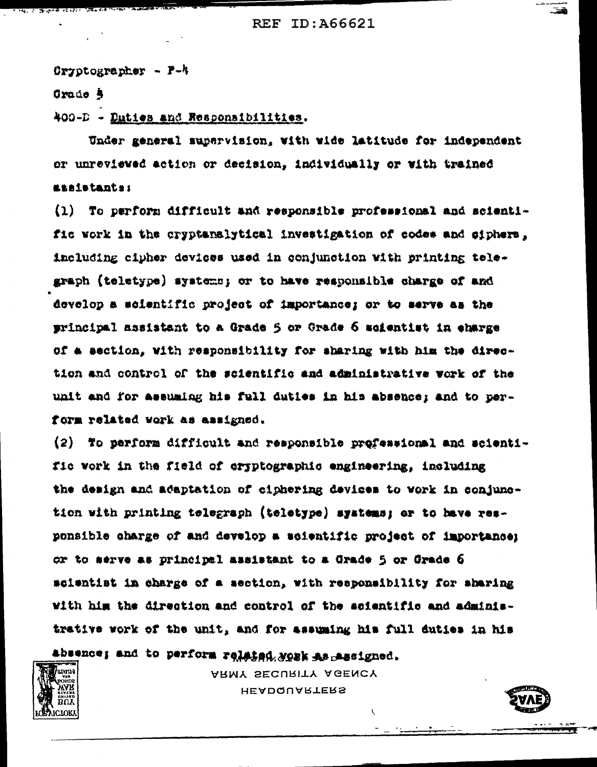Cryptographer - P-4

Grade 5

400-D - Duties and Responsibilities.

Under general supervision, with wide latitude for independent or unreviewed action or decision, individually or with trained assistants:

(1) To perform difficult and responsible professional and scientific work in the cryptanalytical investigation of codes and ciphers, including cipher devices used in conjunction with printing telegraph (teletype) systems; or to have responsible charge of and develop a scientific project of importance; or to serve as the principal assistant to a Grade 5 or Grade 6 scientist in charge of a section, with responsibility for sharing with him the direction and control of the scientific and administrative work of the unit and for assuming his full duties in his absence; and to perform related work as assigned.

(2) To perform difficult and responsible professional and scientific work in the field of cryptographic engineering, including the design and adaptation of ciphering devices to work in conjunction with printing telegraph (teletype) systems; or to have responsible charge of and develop a scientific project of importance; or to serve as principal assistant to a Grade 5 or Grade 6 scientist in charge of a section, with responsibility for sharing with him the direction and control of the scientific and administrative work of the unit, and for assuming his full duties in his absence; and to perform related work as assigned.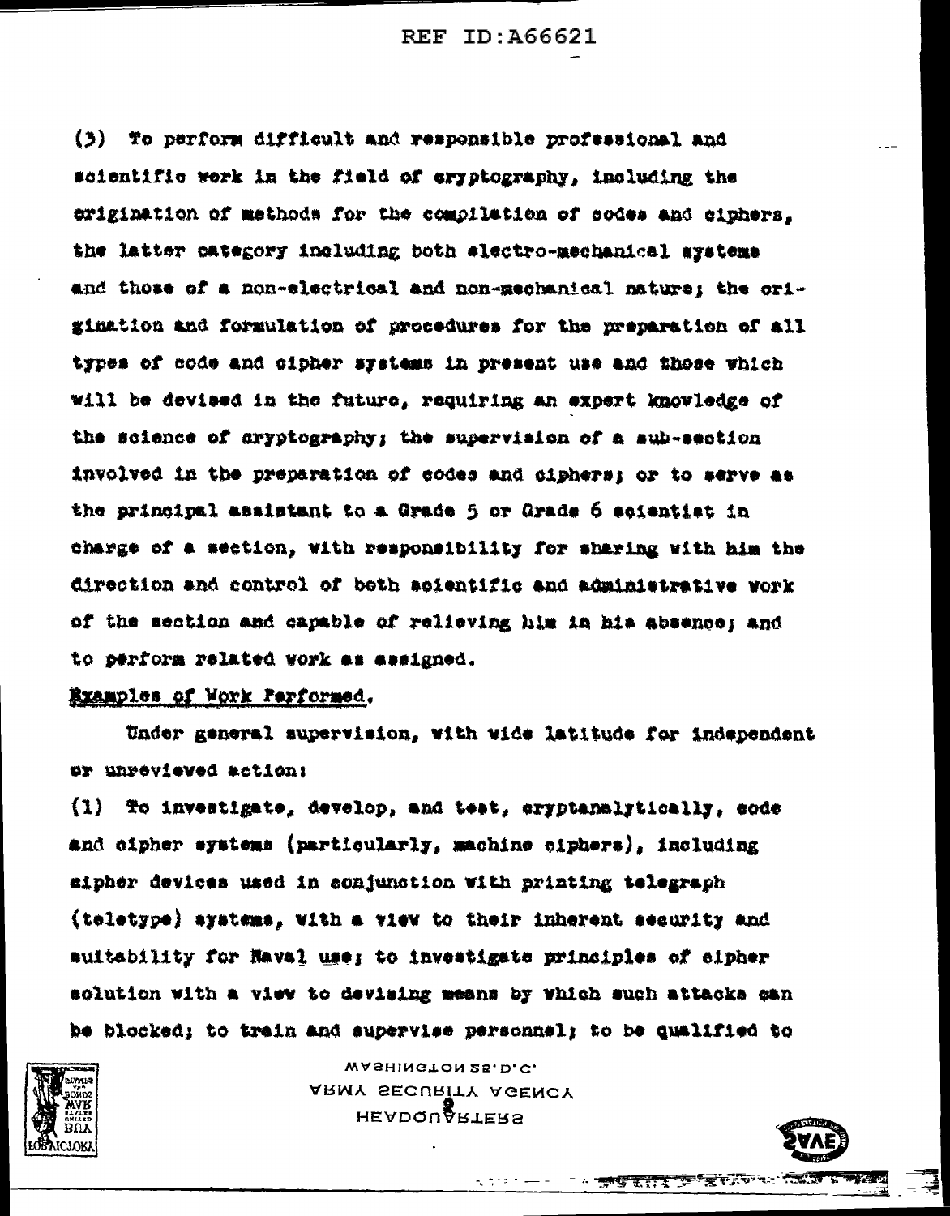(3) To perform difficult and responsible professional and scientific work in the field of cryptography, including the origination of methods for the compilation of codes and ciphers, the latter category including both electro-mechanical systems and those of a non-electrical and non-mechanical nature; the origination and formulation of procedures for the preparation of all types of code and cipher systems in present use and those which will be devised in the future, requiring an expert knowledge of the science of cryptography; the supervision of a sub-section involved in the preparation of codes and ciphers; or to serve as the principal assistant to a Grade 5 or Grade 6 scientist in charge of a section, with responsibility for sharing with him the direction and control of both scientific and administrative work of the section and capable of relieving him in his absence; and to perform related work as assigned.

Examples of Work Performed.

Under general supervision, with wide latitude for independent or unreviewed action:

(1) To investigate, develop, and test, cryptanalytically, code and cipher systems (particularly, machine ciphers), including cipher devices used in conjunction with printing telegraph (teletype) systems, with a view to their inherent security and suitability for Naval use; to investigate principles of cipher solution with a view to devising means by which such attacks can be blocked; to train and supervise personnel; to be qualified to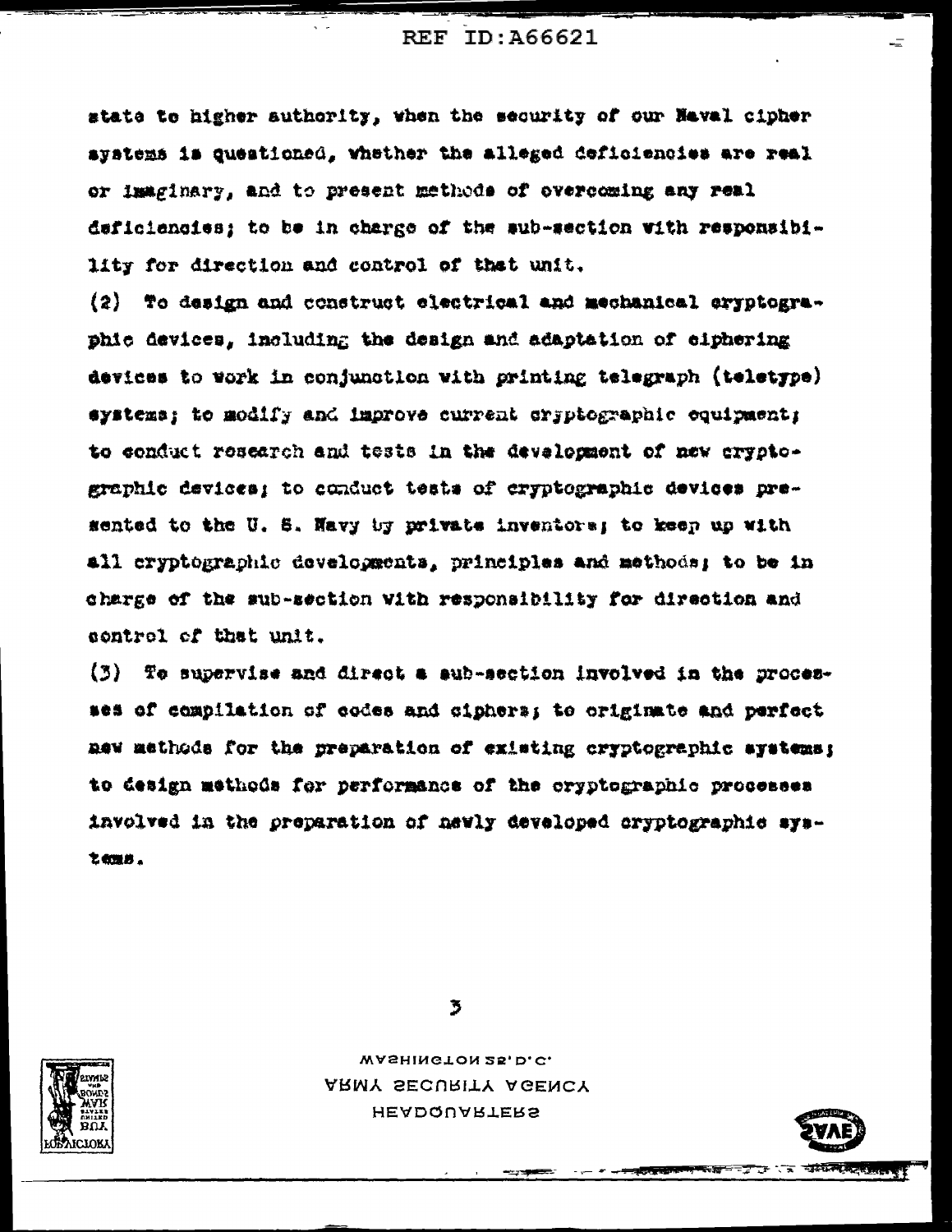state to higher authority, when the security of our Naval cipher systems is questioned, whether the alleged deficiencies are real or imaginary, and to present methods of overcoming any real deficiencies; to be in charge of the sub-section with responsibility for direction and control of that unit.

(2) To design and construct electrical and mechanical cryptographic devices, including the design and adaptation of ciphering devices to work in conjunction with printing telegraph (teletype) systems; to modify and improve current cryptographic equipment; to conduct research and tests in the development of new cryptographic devices; to conduct tests of cryptographic devices presented to the U. S. Navy by private inventors; to keep up with all cryptographic developments, principles and methods; to be in charge of the sub-section with responsibility for direction and control of that unit.

(3) To supervise and direct a sub-section involved in the processes of compilation of codes and ciphers; to originate and perfect new methods for the preparation of existing cryptographic systems; to design methods for performance of the cryptographic processes involved in the preparation of newly developed cryptographic systems.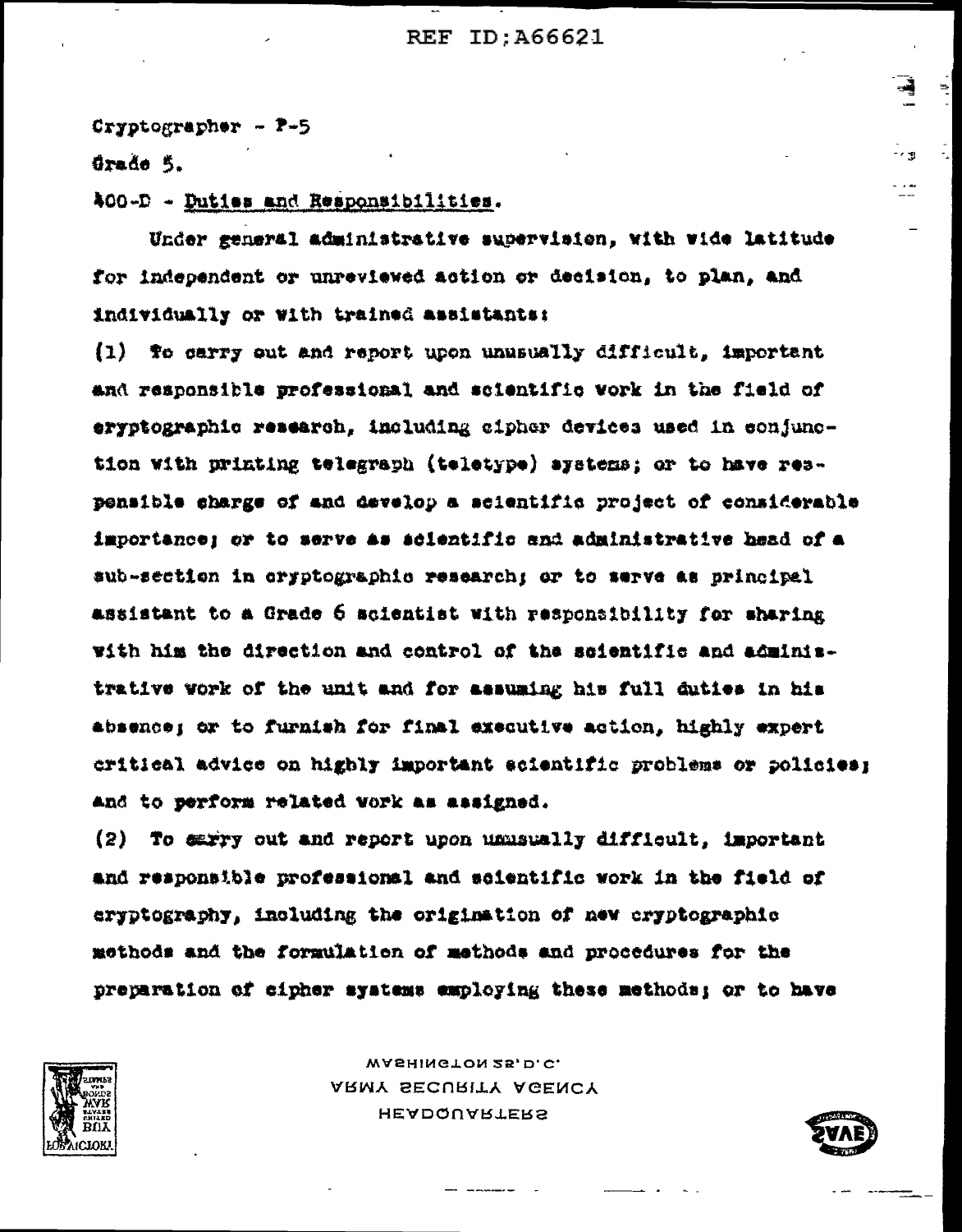Cryptographer - P-5

Grade 5.

400-D - Duties and Responsibilities.

Under general administrative supervision, with wide latitude for independent or unreviewed action or decision, to plan, and individually or with trained assistants:

(1) To carry out and report upon unusually difficult, important and responsible professional and scientific work in the field of cryptographic research, including cipher devices used in conjunction with printing telegraph (teletype) systems; or to have responsible charge of and develop a scientific project of considerable importance; or to serve as scientific and administrative head of a sub-section in cryptographic research; or to serve as principal assistant to a Grade 6 scientist with responsibility for sharing with him the direction and control of the scientific and administrative work of the unit and for assuming his full duties in his absence; or to furnish for final executive action, highly expert critical advice on highly important scientific problems or policies; and to perform related work as assigned.

(2) To carry out and report upon unusually difficult, important and responsible professional and scientific work in the field of cryptography, including the origination of new cryptographic methods and the formulation of methods and procedures for the preparation of cipher systems employing these methods; or to have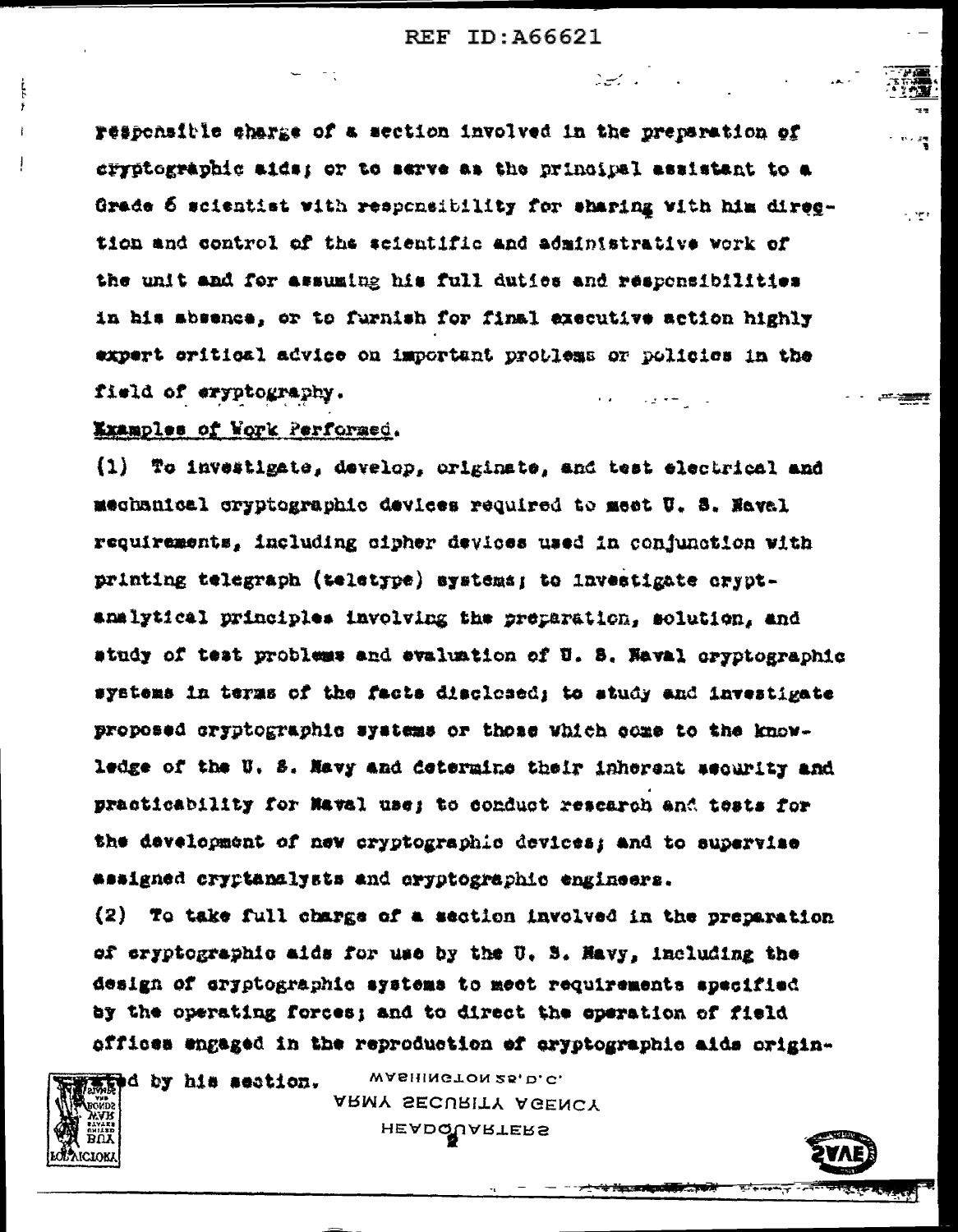responsible charge of a section involved in the preparation of cryptographic aids; or to serve as the principal assistant to a Grade 6 scientist with responsibility for sharing with him direction and control of the scientific and administrative work of the unit and for assuming his full duties and responsibilities in his absence, or to furnish for final executive action highly expert critical advice on important problems or policies in the field of cryptography.

Examples of Work Performed.

(1) To investigate, develop, originate, and test electrical and mechanical cryptographic devices required to meet U. S. Naval requirements, including cipher devices used in conjunction with printing telegraph (teletype) systems; to investigate cryptanalytical principles involving the preparation, solution, and study of test problems and evaluation of U. S. Naval cryptographic systems in terms of the facts disclosed; to study and investigate proposed cryptographic systems or those which come to the knowledge of the U. S. Navy and determine their inherent security and practicability for Naval use; to conduct research and tests for the development of new cryptographic devices; and to supervise assigned cryptanalysts and cryptographic engineers.

(2) To take full charge of a section involved in the preparation of cryptographic aids for use by the U. S. Navy, including the design of cryptographic systems to meet requirements specified by the operating forces; and to direct the operation of field offices engaged in the reproduction of cryptographic aids originated by his section.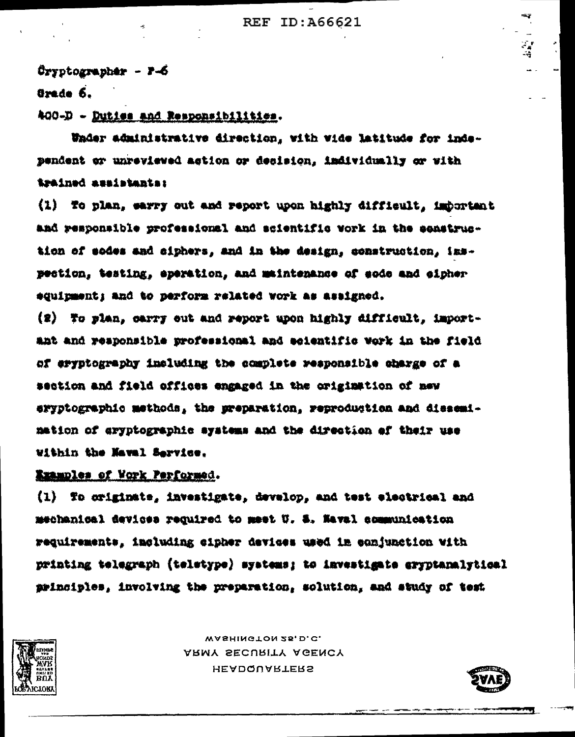Cryptographer - P-6

Grade 6.

400-D - Duties and Responsibilities.

Under administrative direction, with wide latitude for independent or unreviewed action or decision, individually or with trained assistants:

(1) To plan, carry out and report upon highly difficult, important and responsible professional and scientific work in the construction of codes and ciphers, and in the design, construction, inspection, testing, operation, and maintenance of code and cipher equipment; and to perform related work as assigned.

(2) To plan, carry out and report upon highly difficult, important and responsible professional and scientific work in the field of cryptography including the complete responsible charge of a section and field offices engaged in the origination of new cryptographic methods, the preparation, reproduction and dissemination of cryptographic systems and the direction of their use within the Naval Service.

Examples of Work Performed.

(1) To originate, investigate, develop, and test electrical and mechanical devices required to meet U. S. Naval communication requirements, including cipher devices used in conjunction with printing telegraph (teletype) systems; to investigate cryptanalytical principles, involving the preparation, solution, and study of test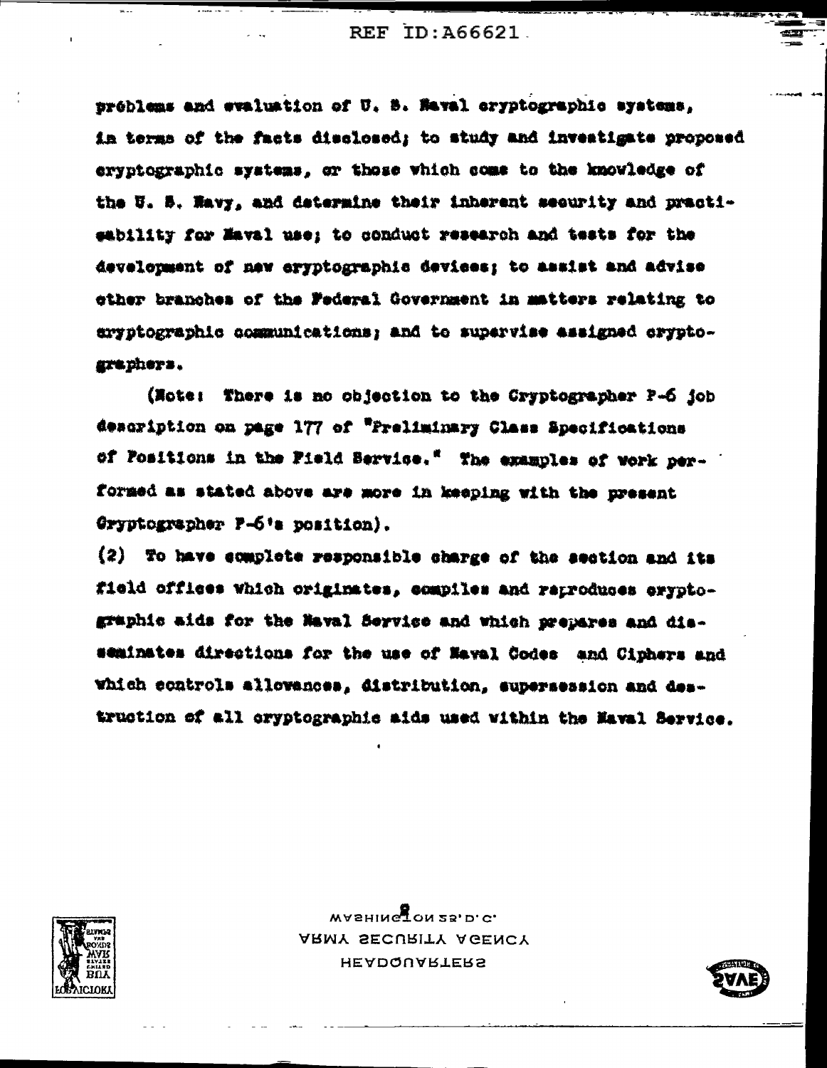problems and evaluation of U. S. Naval cryptographic systems, in terms of the facts disclosed; to study and investigate proposed cryptographic systems, or those which come to the knowledge of the U. S. Navy, and determine their inherent security and practicability for Naval use; to conduct research and tests for the development of new cryptographic devices; to assist and advise other branches of the Federal Government in matters relating to cryptographic communications; and to supervise assigned cryptographers.

(Note: There is no objection to the Cryptographer P-6 job description on page 177 of "Preliminary Class Specifications of Positions in the Field Service." The examples of work performed as stated above are more in keeping with the present Cryptographer P-6's position).

(2) To have complete responsible charge of the section and its field offices which originates, compiles and reproduces cryptographic aids for the Naval Service and which prepares and disseminates directions for the use of Naval Codes and Ciphers and which controls allowances, distribution, supersession and destruction of all cryptographic aids used within the Naval Service.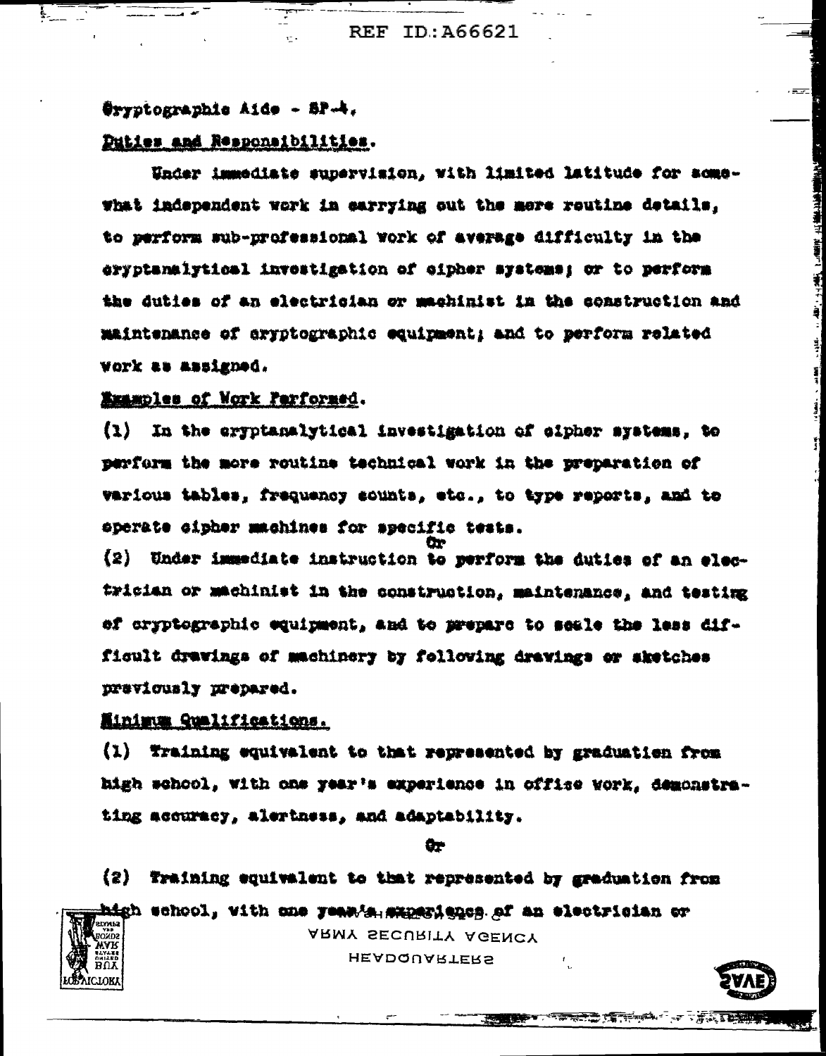Cryptographic Aide - SP-4.

Duties and Responsibilities.

Under immediate supervision, with limited latitude for somewhat independent work in carrying out the more routine details, to perform sub-professional work of average difficulty in the cryptanalytical investigation of cipher systems; or to perform the duties of an electrician or machinist in the construction and maintenance of cryptographic equipment; and to perform related work as assigned.

Examples of Work Performed.

(1) In the cryptanalytical investigation of cipher systems, to perform the more routine technical work in the preparation of various tables, frequency counts, etc., to type reports, and to operate cipher machines for specific tests.

Or

(2) Under immediate instruction to perform the duties of an electrician or machinist in the construction, maintenance, and testing of cryptographic equipment, and to prepare to scale the less difficult drawings of machinery by following drawings or sketches previously prepared.

Minimum Qualifications.

(1) Training equivalent to that represented by graduation from high school, with one year's experience in office work, demonstrating accuracy, alertness, and adaptability.

Or

(2) Training equivalent to that represented by graduation from high school, with one year's experience of an electrician or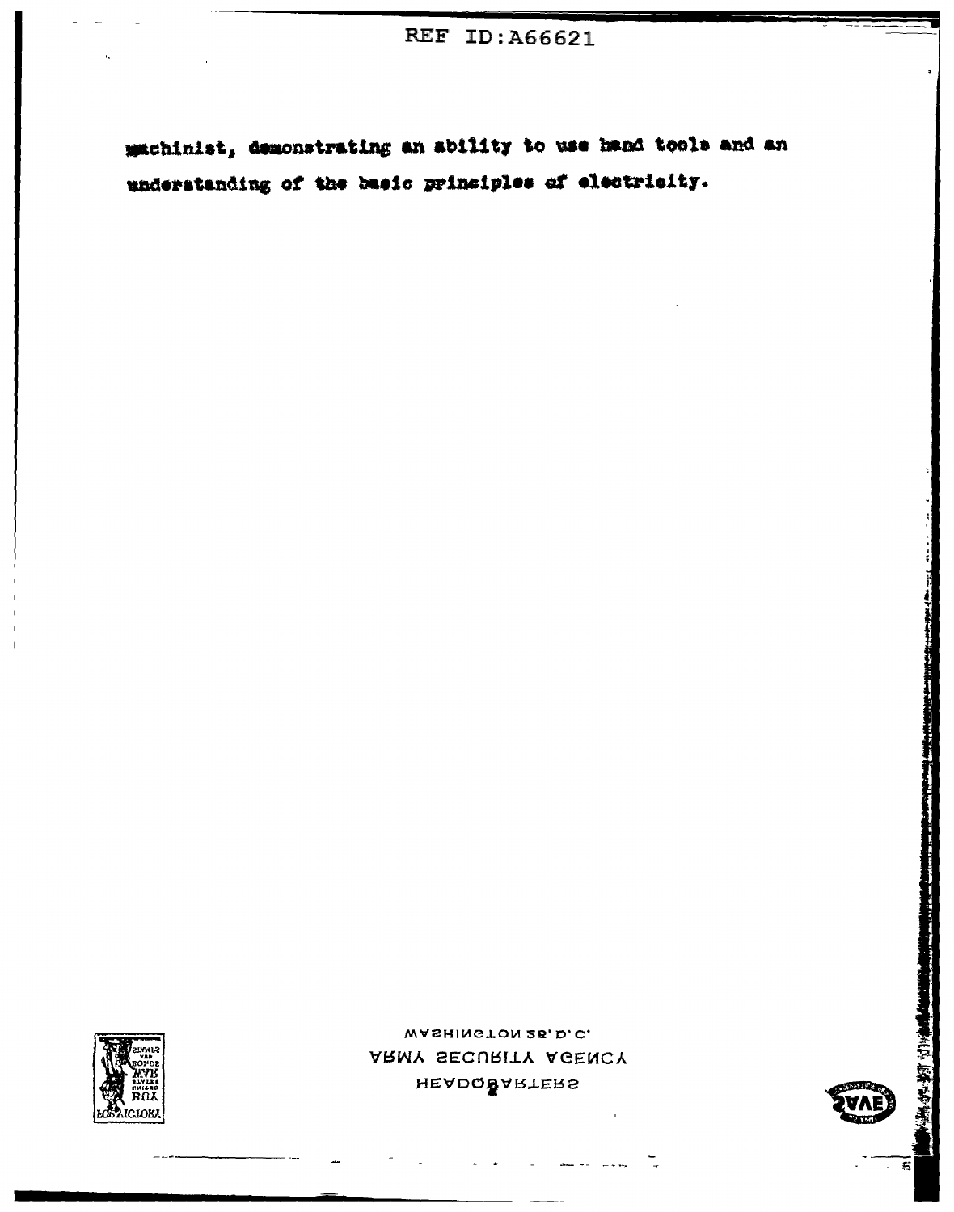machinist, demonstrating an ability to use hand tools and an understanding of the basic principles of electricity.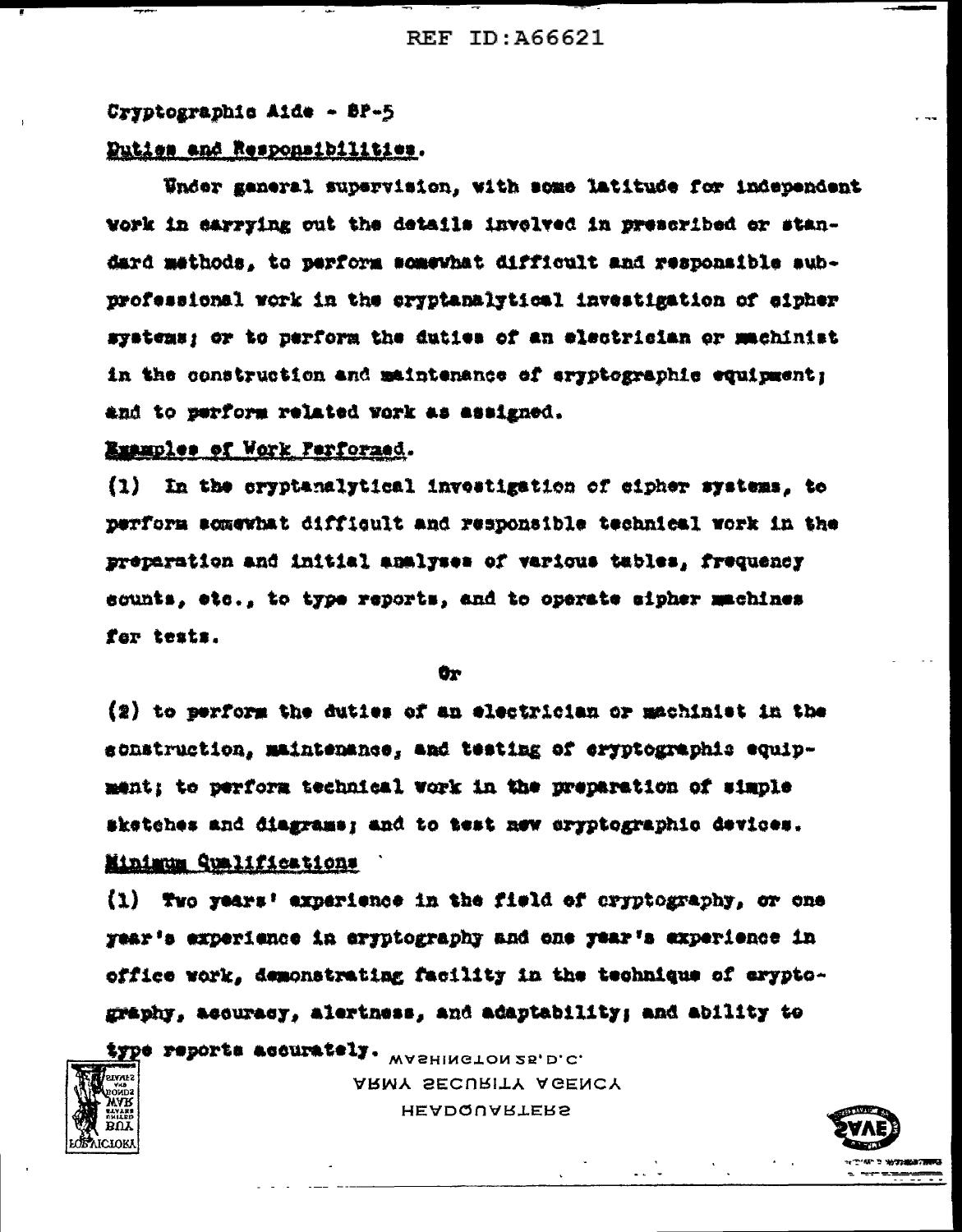Cryptographic Aide - SP-5

Duties and Responsibilities.

Under general supervision, with some latitude for independent work in carrying out the details involved in prescribed or standard methods, to perform somewhat difficult and responsible subprofessional work in the cryptanalytical investigation of cipher systems; or to perform the duties of an electrician or machinist in the construction and maintenance of cryptographic equipment; and to perform related work as assigned.

Examples of Work Performed.

(1) In the cryptanalytical investigation of cipher systems, to perform somewhat difficult and responsible technical work in the preparation and initial analyses of various tables, frequency counts, etc., to type reports, and to operate cipher machines for tests.

Or

(2) to perform the duties of an electrician or machinist in the construction, maintenance, and testing of cryptographic equipment; to perform technical work in the preparation of simple sketches and diagrams; and to test new cryptographic devices.

Minimum Qualifications

(1) Two years' experience in the field of cryptography, or one year's experience in cryptography and one year's experience in office work, demonstrating facility in the technique of cryptography, accuracy, alertness, and adaptability; and ability to type reports accurately.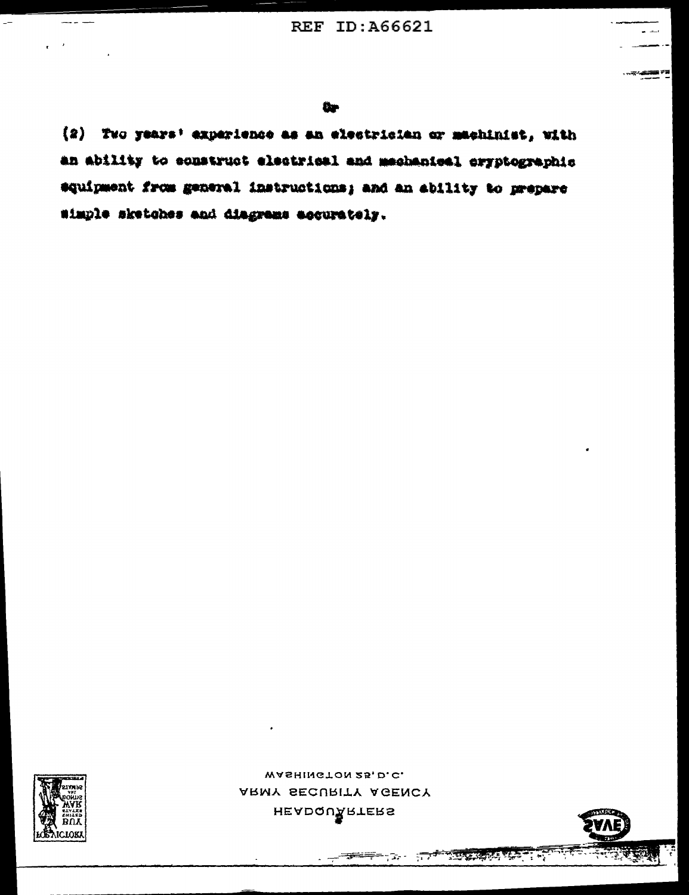Or

(2) Two years' experience as an electrician or machinist, with an ability to construct electrical and mechanical cryptographic equipment from general instructions; and an ability to prepare simple sketches and diagrams accurately.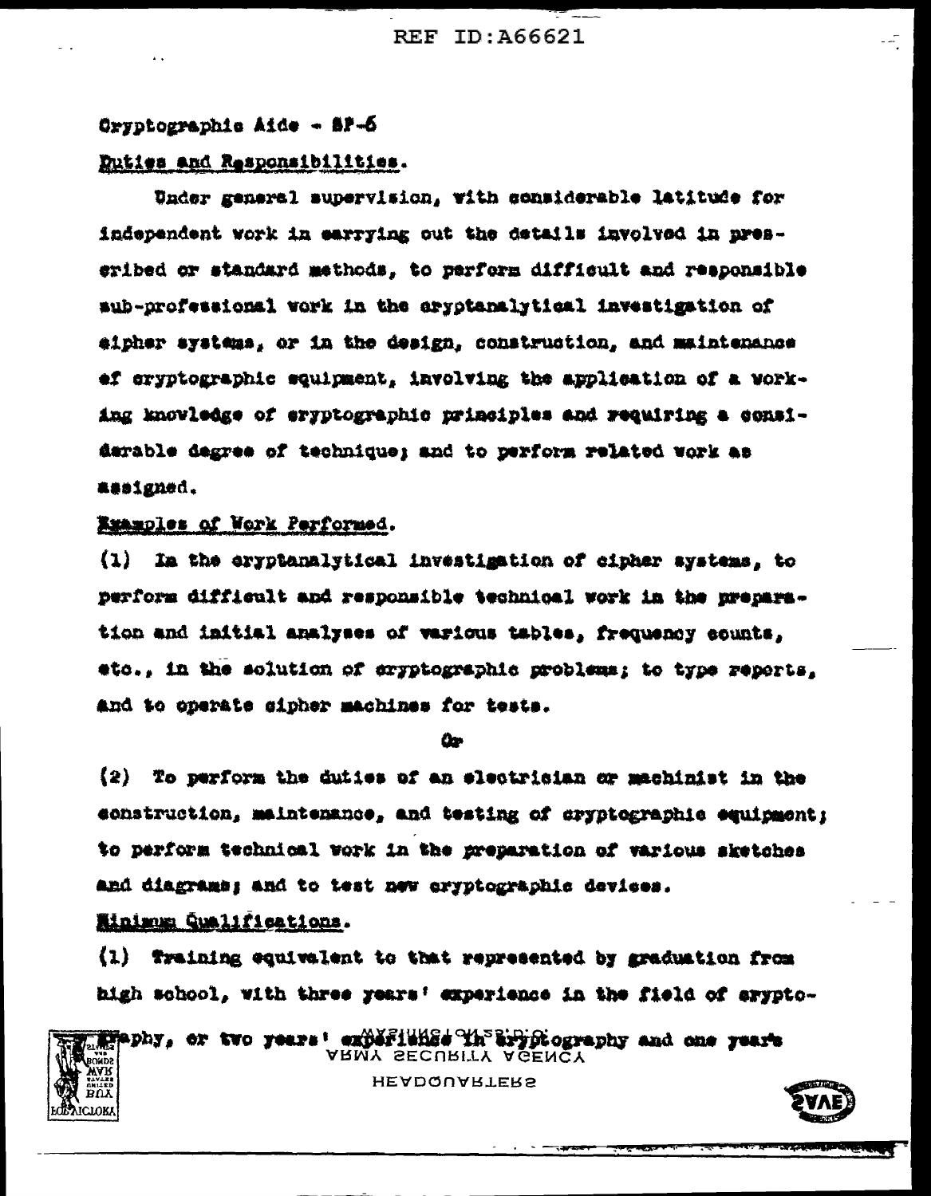Cryptographic Aide - SP-6

Duties and Responsibilities.

Under general supervision, with considerable latitude for independent work in carrying out the details involved in prescribed or standard methods, to perform difficult and responsible sub-professional work in the cryptanalytical investigation of cipher systems, or in the design, construction, and maintenance of cryptographic equipment, involving the application of a working knowledge of cryptographic principles and requiring a considerable degree of technique; and to perform related work as assigned.

Examples of Work Performed.

(1) In the cryptanalytical investigation of cipher systems, to perform difficult and responsible technical work in the preparation and initial analyses of various tables, frequency counts, etc., in the solution of cryptographic problems; to type reports, and to operate cipher machines for tests.

Or

(2) To perform the duties of an electrician or machinist in the construction, maintenance, and testing of cryptographic equipment; to perform technical work in the preparation of various sketches and diagrams; and to test new cryptographic devices.

Minimum Qualifications.

(1) Training equivalent to that represented by graduation from high school, with three years' experience in the field of cryptography, or two years' experience in cryptography and one year's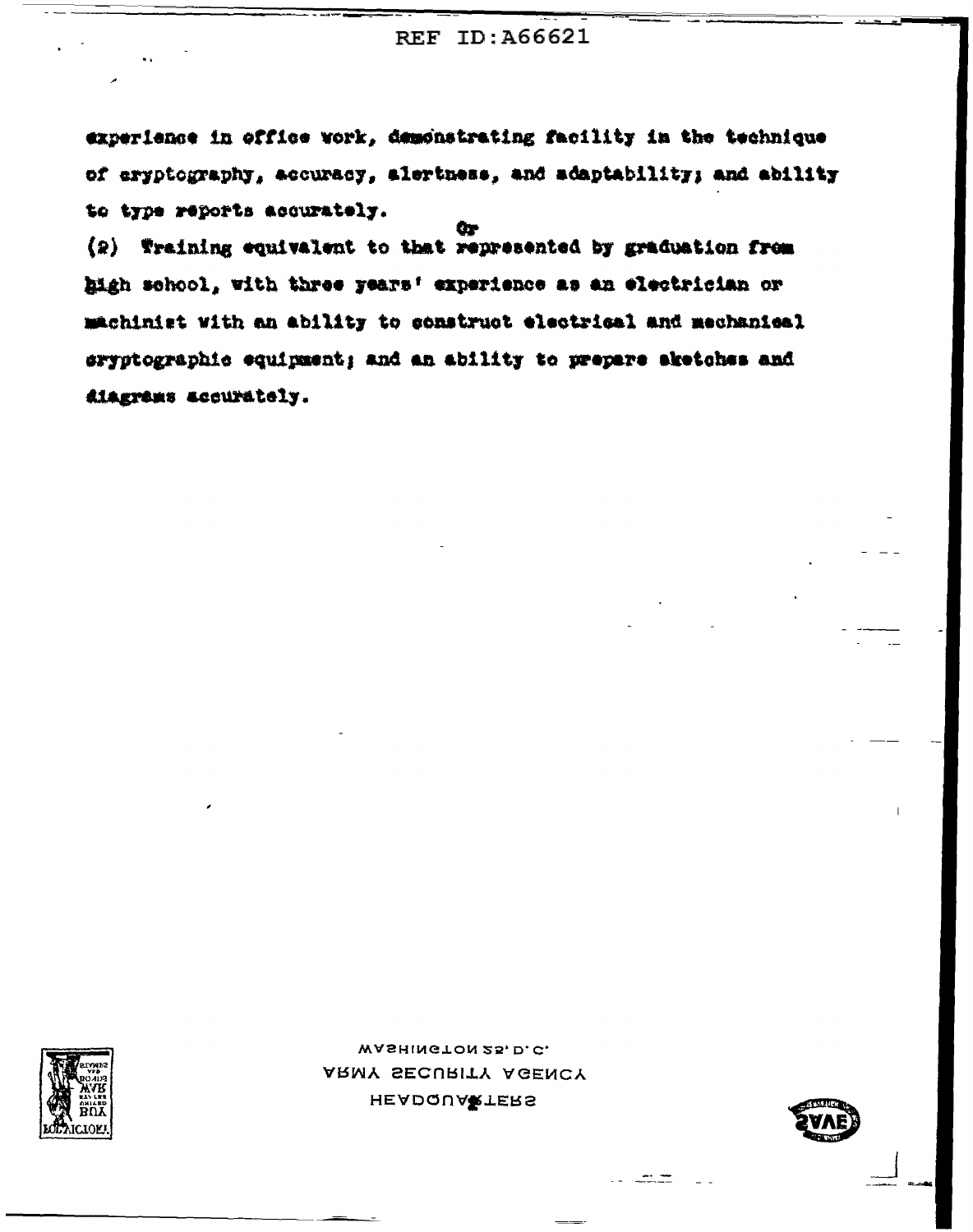experience in office work, demonstrating facility in the technique of cryptography, accuracy, alertness, and adaptability; and ability to type reports accurately.

Or

(2) Training equivalent to that represented by graduation from high school, with three years' experience as an electrician or machinist with an ability to construct electrical and mechanical cryptographic equipment; and an ability to prepare sketches and diagrams accurately.